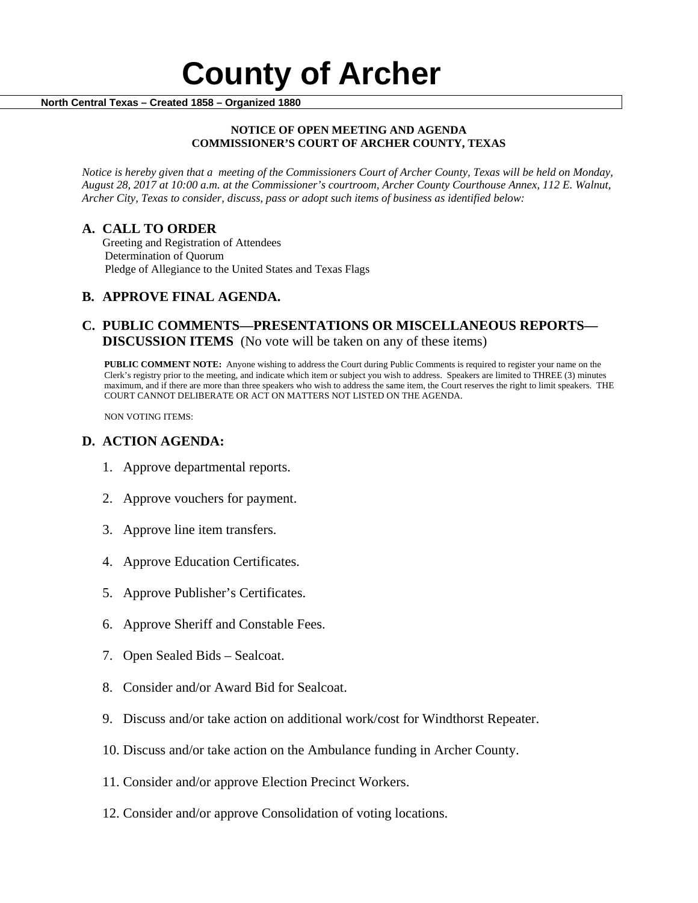# County of Archer

**North Central Texas – Created 1858 – Organized 1880**

**NOTICE OF OPEN MEETING AND AGENDA**
**COMMISSIONER'S COURT OF ARCHER COUNTY, TEXAS**

*Notice is hereby given that a meeting of the Commissioners Court of Archer County, Texas will be held on Monday, August 28, 2017 at 10:00 a.m. at the Commissioner's courtroom, Archer County Courthouse Annex, 112 E. Walnut, Archer City, Texas to consider, discuss, pass or adopt such items of business as identified below:*

## A. CALL TO ORDER

Greeting and Registration of Attendees
Determination of Quorum
Pledge of Allegiance to the United States and Texas Flags

## B. APPROVE FINAL AGENDA.

## C. PUBLIC COMMENTS—PRESENTATIONS OR MISCELLANEOUS REPORTS—DISCUSSION ITEMS (No vote will be taken on any of these items)

**PUBLIC COMMENT NOTE:** Anyone wishing to address the Court during Public Comments is required to register your name on the Clerk's registry prior to the meeting, and indicate which item or subject you wish to address. Speakers are limited to THREE (3) minutes maximum, and if there are more than three speakers who wish to address the same item, the Court reserves the right to limit speakers. THE COURT CANNOT DELIBERATE OR ACT ON MATTERS NOT LISTED ON THE AGENDA.

NON VOTING ITEMS:

## D. ACTION AGENDA:

1. Approve departmental reports.
2. Approve vouchers for payment.
3. Approve line item transfers.
4. Approve Education Certificates.
5. Approve Publisher's Certificates.
6. Approve Sheriff and Constable Fees.
7. Open Sealed Bids – Sealcoat.
8. Consider and/or Award Bid for Sealcoat.
9. Discuss and/or take action on additional work/cost for Windthorst Repeater.
10. Discuss and/or take action on the Ambulance funding in Archer County.
11. Consider and/or approve Election Precinct Workers.
12. Consider and/or approve Consolidation of voting locations.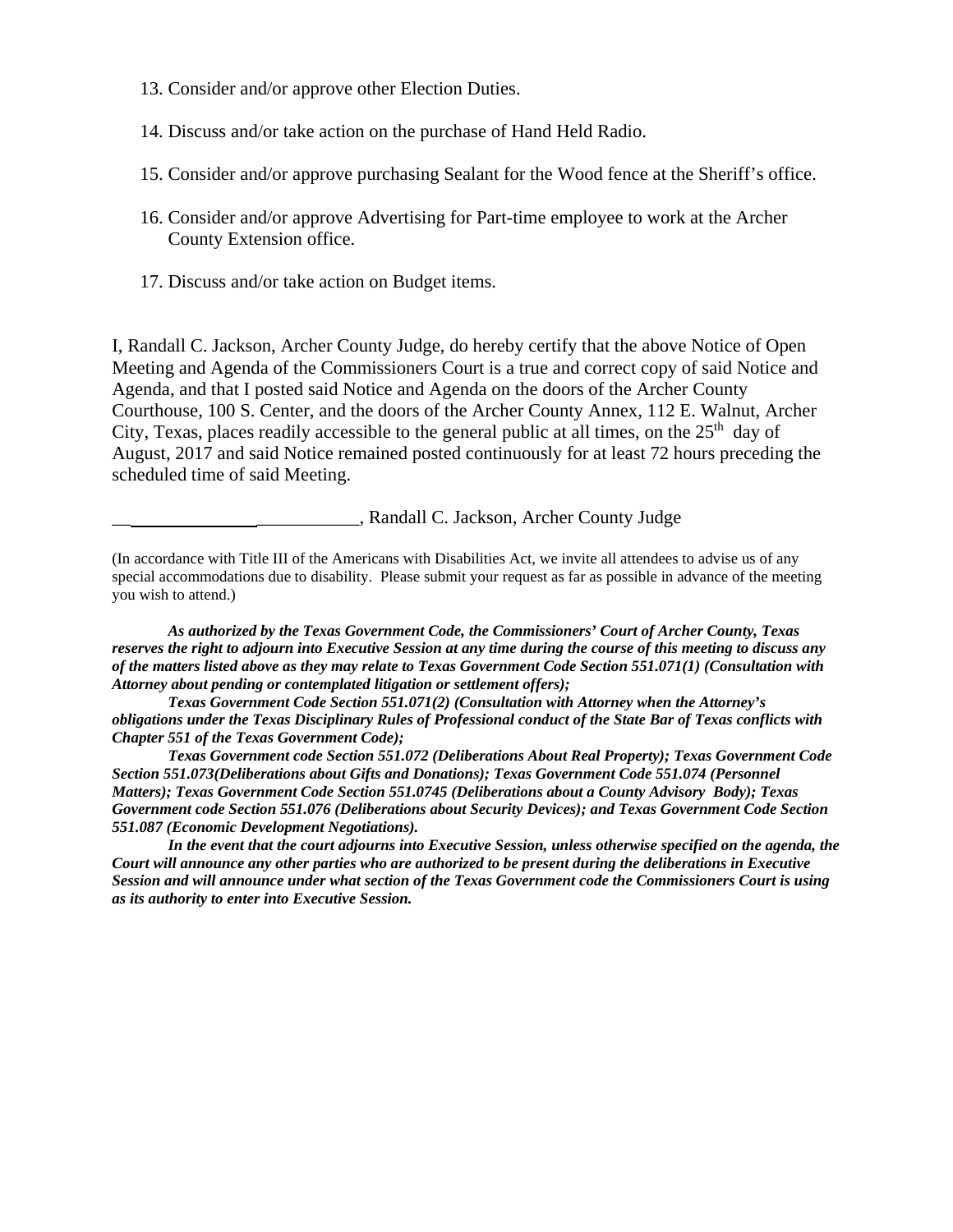13. Consider and/or approve other Election Duties.

14. Discuss and/or take action on the purchase of Hand Held Radio.

15. Consider and/or approve purchasing Sealant for the Wood fence at the Sheriff's office.

16. Consider and/or approve Advertising for Part-time employee to work at the Archer County Extension office.

17. Discuss and/or take action on Budget items.

I, Randall C. Jackson, Archer County Judge, do hereby certify that the above Notice of Open Meeting and Agenda of the Commissioners Court is a true and correct copy of said Notice and Agenda, and that I posted said Notice and Agenda on the doors of the Archer County Courthouse, 100 S. Center, and the doors of the Archer County Annex, 112 E. Walnut, Archer City, Texas, places readily accessible to the general public at all times, on the 25th day of August, 2017 and said Notice remained posted continuously for at least 72 hours preceding the scheduled time of said Meeting.

____________________________, Randall C. Jackson, Archer County Judge

(In accordance with Title III of the Americans with Disabilities Act, we invite all attendees to advise us of any special accommodations due to disability. Please submit your request as far as possible in advance of the meeting you wish to attend.)

***As authorized by the Texas Government Code, the Commissioners' Court of Archer County, Texas reserves the right to adjourn into Executive Session at any time during the course of this meeting to discuss any of the matters listed above as they may relate to Texas Government Code Section 551.071(1) (Consultation with Attorney about pending or contemplated litigation or settlement offers);***

***Texas Government Code Section 551.071(2) (Consultation with Attorney when the Attorney's obligations under the Texas Disciplinary Rules of Professional conduct of the State Bar of Texas conflicts with Chapter 551 of the Texas Government Code);***

***Texas Government code Section 551.072 (Deliberations About Real Property); Texas Government Code Section 551.073(Deliberations about Gifts and Donations); Texas Government Code 551.074 (Personnel Matters); Texas Government Code Section 551.0745 (Deliberations about a County Advisory Body); Texas Government code Section 551.076 (Deliberations about Security Devices); and Texas Government Code Section 551.087 (Economic Development Negotiations).***

***In the event that the court adjourns into Executive Session, unless otherwise specified on the agenda, the Court will announce any other parties who are authorized to be present during the deliberations in Executive Session and will announce under what section of the Texas Government code the Commissioners Court is using as its authority to enter into Executive Session.***